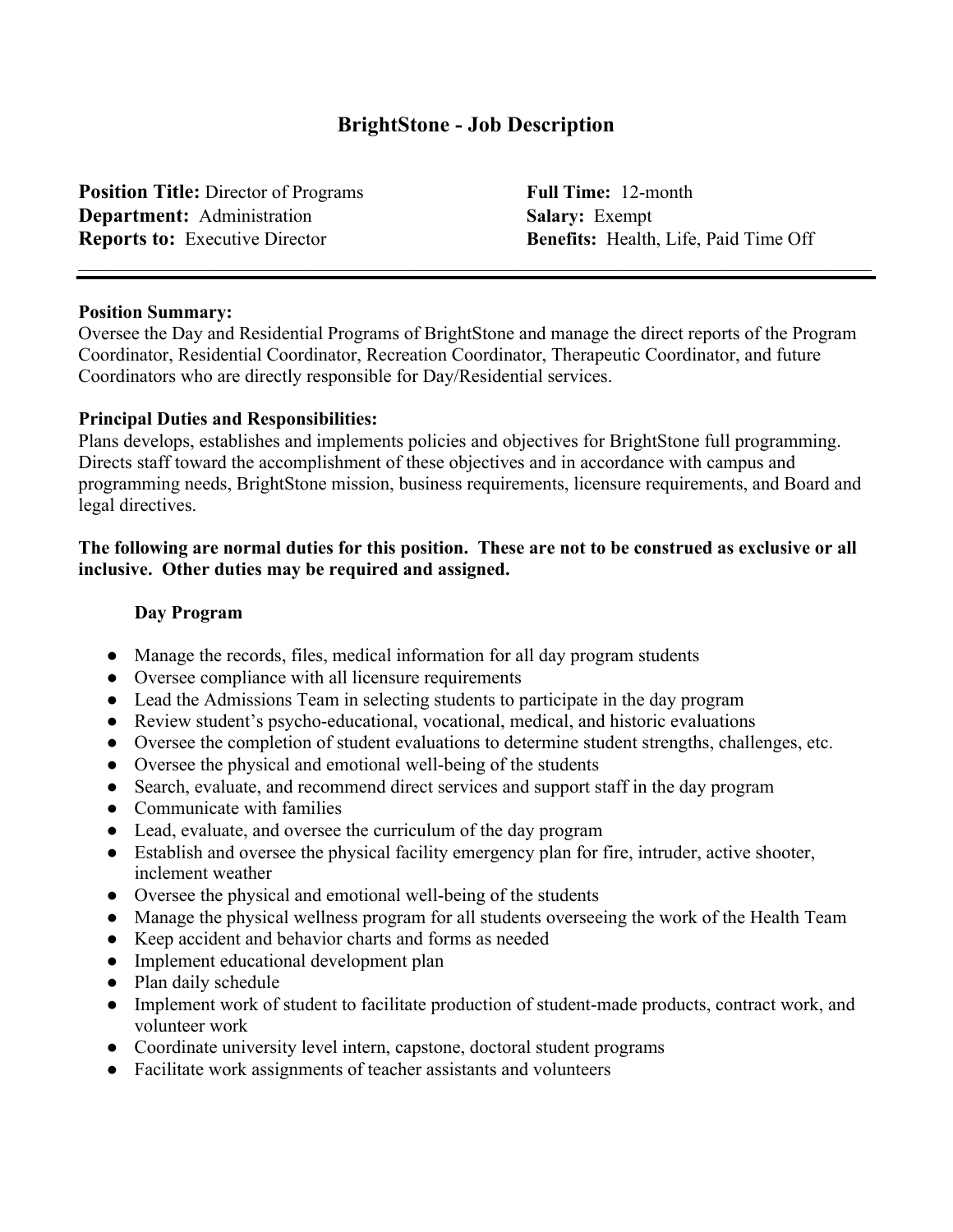# BrightStone - Job Description

**Position Title:** Director of Programs
**Department:** Administration
**Reports to:** Executive Director

**Full Time:** 12-month
**Salary:** Exempt
**Benefits:** Health, Life, Paid Time Off

---

**Position Summary:**
Oversee the Day and Residential Programs of BrightStone and manage the direct reports of the Program Coordinator, Residential Coordinator, Recreation Coordinator, Therapeutic Coordinator, and future Coordinators who are directly responsible for Day/Residential services.

**Principal Duties and Responsibilities:**
Plans develops, establishes and implements policies and objectives for BrightStone full programming. Directs staff toward the accomplishment of these objectives and in accordance with campus and programming needs, BrightStone mission, business requirements, licensure requirements, and Board and legal directives.

**The following are normal duties for this position. These are not to be construed as exclusive or all inclusive. Other duties may be required and assigned.**

**Day Program**

- Manage the records, files, medical information for all day program students
- Oversee compliance with all licensure requirements
- Lead the Admissions Team in selecting students to participate in the day program
- Review student's psycho-educational, vocational, medical, and historic evaluations
- Oversee the completion of student evaluations to determine student strengths, challenges, etc.
- Oversee the physical and emotional well-being of the students
- Search, evaluate, and recommend direct services and support staff in the day program
- Communicate with families
- Lead, evaluate, and oversee the curriculum of the day program
- Establish and oversee the physical facility emergency plan for fire, intruder, active shooter, inclement weather
- Oversee the physical and emotional well-being of the students
- Manage the physical wellness program for all students overseeing the work of the Health Team
- Keep accident and behavior charts and forms as needed
- Implement educational development plan
- Plan daily schedule
- Implement work of student to facilitate production of student-made products, contract work, and volunteer work
- Coordinate university level intern, capstone, doctoral student programs
- Facilitate work assignments of teacher assistants and volunteers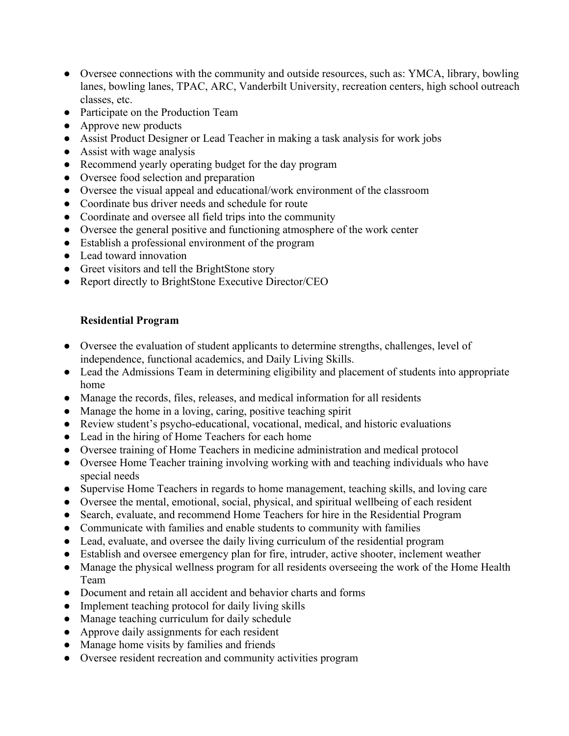- Oversee connections with the community and outside resources, such as: YMCA, library, bowling lanes, bowling lanes, TPAC, ARC, Vanderbilt University, recreation centers, high school outreach classes, etc.
- Participate on the Production Team
- Approve new products
- Assist Product Designer or Lead Teacher in making a task analysis for work jobs
- Assist with wage analysis
- Recommend yearly operating budget for the day program
- Oversee food selection and preparation
- Oversee the visual appeal and educational/work environment of the classroom
- Coordinate bus driver needs and schedule for route
- Coordinate and oversee all field trips into the community
- Oversee the general positive and functioning atmosphere of the work center
- Establish a professional environment of the program
- Lead toward innovation
- Greet visitors and tell the BrightStone story
- Report directly to BrightStone Executive Director/CEO

**Residential Program**

- Oversee the evaluation of student applicants to determine strengths, challenges, level of independence, functional academics, and Daily Living Skills.
- Lead the Admissions Team in determining eligibility and placement of students into appropriate home
- Manage the records, files, releases, and medical information for all residents
- Manage the home in a loving, caring, positive teaching spirit
- Review student's psycho-educational, vocational, medical, and historic evaluations
- Lead in the hiring of Home Teachers for each home
- Oversee training of Home Teachers in medicine administration and medical protocol
- Oversee Home Teacher training involving working with and teaching individuals who have special needs
- Supervise Home Teachers in regards to home management, teaching skills, and loving care
- Oversee the mental, emotional, social, physical, and spiritual wellbeing of each resident
- Search, evaluate, and recommend Home Teachers for hire in the Residential Program
- Communicate with families and enable students to community with families
- Lead, evaluate, and oversee the daily living curriculum of the residential program
- Establish and oversee emergency plan for fire, intruder, active shooter, inclement weather
- Manage the physical wellness program for all residents overseeing the work of the Home Health Team
- Document and retain all accident and behavior charts and forms
- Implement teaching protocol for daily living skills
- Manage teaching curriculum for daily schedule
- Approve daily assignments for each resident
- Manage home visits by families and friends
- Oversee resident recreation and community activities program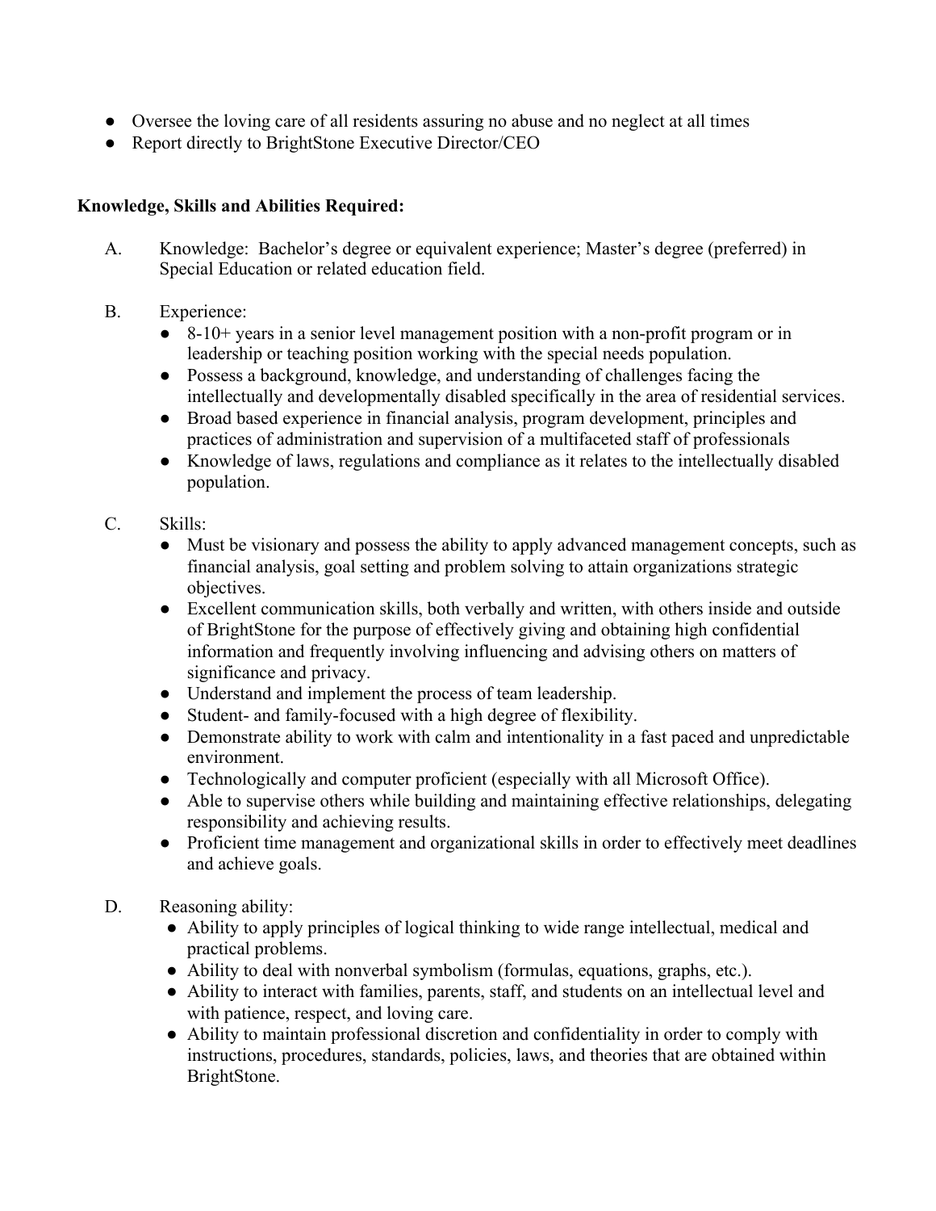- Oversee the loving care of all residents assuring no abuse and no neglect at all times
- Report directly to BrightStone Executive Director/CEO

**Knowledge, Skills and Abilities Required:**

A. Knowledge: Bachelor's degree or equivalent experience; Master's degree (preferred) in Special Education or related education field.

B. Experience:
   - 8-10+ years in a senior level management position with a non-profit program or in leadership or teaching position working with the special needs population.
   - Possess a background, knowledge, and understanding of challenges facing the intellectually and developmentally disabled specifically in the area of residential services.
   - Broad based experience in financial analysis, program development, principles and practices of administration and supervision of a multifaceted staff of professionals
   - Knowledge of laws, regulations and compliance as it relates to the intellectually disabled population.

C. Skills:
   - Must be visionary and possess the ability to apply advanced management concepts, such as financial analysis, goal setting and problem solving to attain organizations strategic objectives.
   - Excellent communication skills, both verbally and written, with others inside and outside of BrightStone for the purpose of effectively giving and obtaining high confidential information and frequently involving influencing and advising others on matters of significance and privacy.
   - Understand and implement the process of team leadership.
   - Student- and family-focused with a high degree of flexibility.
   - Demonstrate ability to work with calm and intentionality in a fast paced and unpredictable environment.
   - Technologically and computer proficient (especially with all Microsoft Office).
   - Able to supervise others while building and maintaining effective relationships, delegating responsibility and achieving results.
   - Proficient time management and organizational skills in order to effectively meet deadlines and achieve goals.

D. Reasoning ability:
   - Ability to apply principles of logical thinking to wide range intellectual, medical and practical problems.
   - Ability to deal with nonverbal symbolism (formulas, equations, graphs, etc.).
   - Ability to interact with families, parents, staff, and students on an intellectual level and with patience, respect, and loving care.
   - Ability to maintain professional discretion and confidentiality in order to comply with instructions, procedures, standards, policies, laws, and theories that are obtained within BrightStone.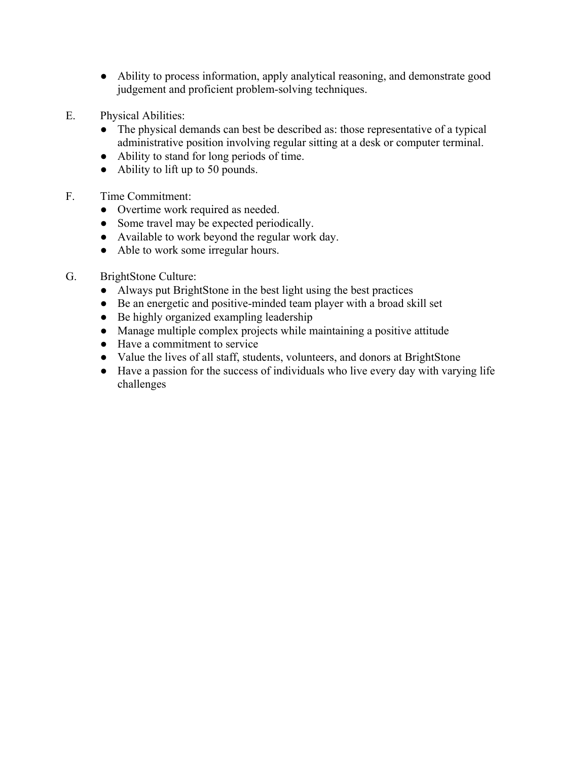- Ability to process information, apply analytical reasoning, and demonstrate good judgement and proficient problem-solving techniques.

E. Physical Abilities:
   - The physical demands can best be described as: those representative of a typical administrative position involving regular sitting at a desk or computer terminal.
   - Ability to stand for long periods of time.
   - Ability to lift up to 50 pounds.

F. Time Commitment:
   - Overtime work required as needed.
   - Some travel may be expected periodically.
   - Available to work beyond the regular work day.
   - Able to work some irregular hours.

G. BrightStone Culture:
   - Always put BrightStone in the best light using the best practices
   - Be an energetic and positive-minded team player with a broad skill set
   - Be highly organized exampling leadership
   - Manage multiple complex projects while maintaining a positive attitude
   - Have a commitment to service
   - Value the lives of all staff, students, volunteers, and donors at BrightStone
   - Have a passion for the success of individuals who live every day with varying life challenges